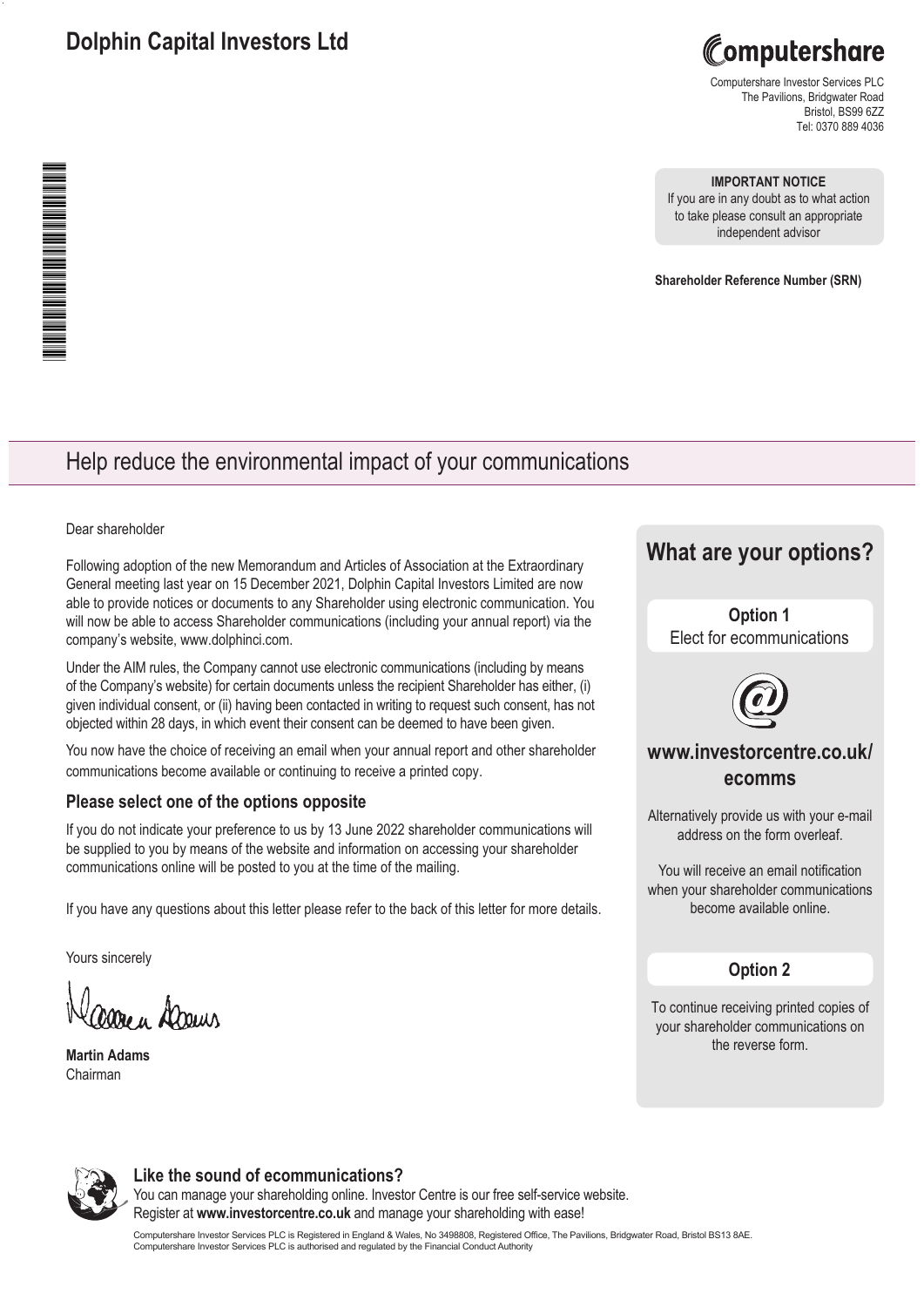# Dolphin Capital Investors Ltd

Computershare Investor Services PLC
The Pavilions, Bridgwater Road
Bristol, BS99 6ZZ
Tel: 0370 889 4036

**IMPORTANT NOTICE**
If you are in any doubt as to what action to take please consult an appropriate independent advisor

**Shareholder Reference Number (SRN)**

## Help reduce the environmental impact of your communications

Dear shareholder

Following adoption of the new Memorandum and Articles of Association at the Extraordinary General meeting last year on 15 December 2021, Dolphin Capital Investors Limited are now able to provide notices or documents to any Shareholder using electronic communication. You will now be able to access Shareholder communications (including your annual report) via the company's website, www.dolphinci.com.

Under the AIM rules, the Company cannot use electronic communications (including by means of the Company's website) for certain documents unless the recipient Shareholder has either, (i) given individual consent, or (ii) having been contacted in writing to request such consent, has not objected within 28 days, in which event their consent can be deemed to have been given.

You now have the choice of receiving an email when your annual report and other shareholder communications become available or continuing to receive a printed copy.

### Please select one of the options opposite

If you do not indicate your preference to us by 13 June 2022 shareholder communications will be supplied to you by means of the website and information on accessing your shareholder communications online will be posted to you at the time of the mailing.

If you have any questions about this letter please refer to the back of this letter for more details.

Yours sincerely

**Martin Adams**
Chairman

## What are your options?

**Option 1**
Elect for ecommunications

### www.investorcentre.co.uk/ecomms

Alternatively provide us with your e-mail address on the form overleaf.

You will receive an email notification when your shareholder communications become available online.

**Option 2**

To continue receiving printed copies of your shareholder communications on the reverse form.

### Like the sound of ecommunications?

You can manage your shareholding online. Investor Centre is our free self-service website.
Register at **www.investorcentre.co.uk** and manage your shareholding with ease!

Computershare Investor Services PLC is Registered in England & Wales, No 3498808, Registered Office, The Pavilions, Bridgwater Road, Bristol BS13 8AE.
Computershare Investor Services PLC is authorised and regulated by the Financial Conduct Authority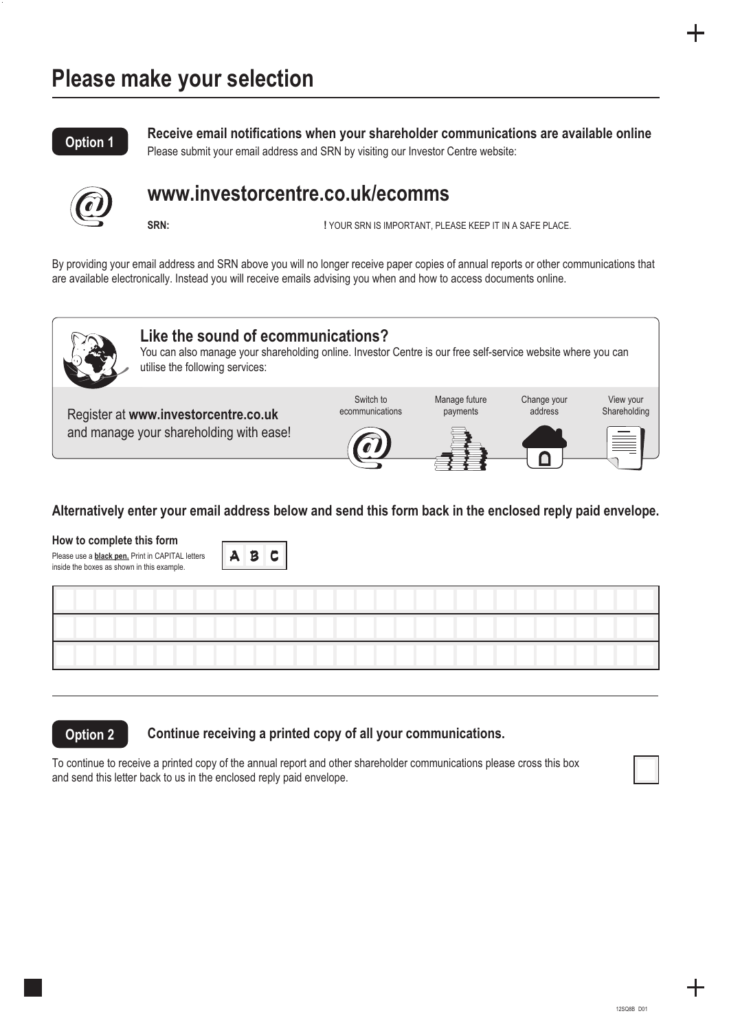# Please make your selection

**Option 1**

## Receive email notifications when your shareholder communications are available online

Please submit your email address and SRN by visiting our Investor Centre website:

## www.investorcentre.co.uk/ecomms

**SRN:** **!** YOUR SRN IS IMPORTANT, PLEASE KEEP IT IN A SAFE PLACE.

By providing your email address and SRN above you will no longer receive paper copies of annual reports or other communications that are available electronically. Instead you will receive emails advising you when and how to access documents online.

## Like the sound of ecommunications?

You can also manage your shareholding online. Investor Centre is our free self-service website where you can utilise the following services:

Register at **www.investorcentre.co.uk** and manage your shareholding with ease!

- Switch to ecommunications
- Manage future payments
- Change your address
- View your Shareholding

### Alternatively enter your email address below and send this form back in the enclosed reply paid envelope.

**How to complete this form**

Please use a **black pen.** Print in CAPITAL letters inside the boxes as shown in this example.

A B C

**Option 2**

## Continue receiving a printed copy of all your communications.

To continue to receive a printed copy of the annual report and other shareholder communications please cross this box and send this letter back to us in the enclosed reply paid envelope.

12SQ8B D01